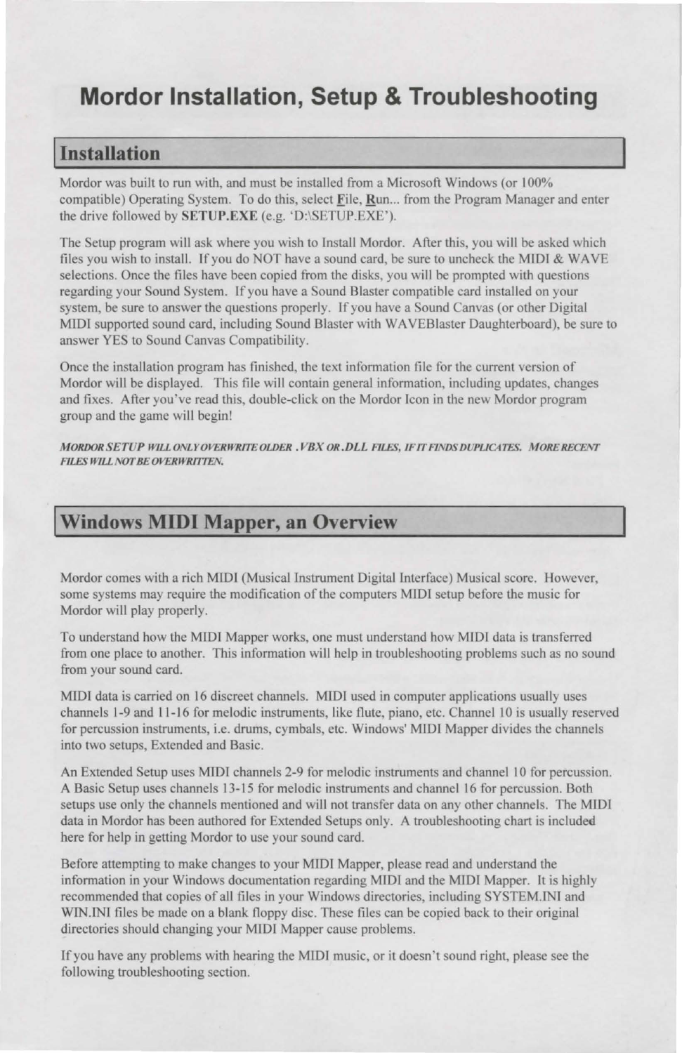# Mordor Installation, Setup & Troubleshooting

## Installation

Mordor was built to run with, and must be installed from a Microsoft Windows (or 100% compatible) Operating System. To do this, select File, Run... from the Program Manager and enter the drive followed by **SETUP.EXE** (e.g. 'D:\SETUP.EXE').

The Setup program will ask where you wish to Install Mordor. After this, you will be asked which files you wish to install. If you do NOT have a sound card, be sure to uncheck the MIDI & WAVE selections. Once the files have been copied from the disks, you will be prompted with questions regarding your Sound System. If you have a Sound Blaster compatible card installed on your system, be sure to answer the questions properly. If you have a Sound Canvas (or other Digital MIDI supported sound card, including Sound Blaster with WAVEBlaster Daughterboard), be sure to answer YES to Sound Canvas Compatibility.

Once the installation program has finished, the text information file for the current version of Mordor will be displayed. This file will contain general information, including updates, changes and fixes. After you've read this, double-click on the Mordor Icon in the new Mordor program group and the game will begin!

***MORDOR SETUP WILL ONLY OVERWRITE OLDER .VBX OR .DLL FILES, IF IT FINDS DUPLICATES. MORE RECENT FILES WILL NOT BE OVERWRITTEN.***

## Windows MIDI Mapper, an Overview

Mordor comes with a rich MIDI (Musical Instrument Digital Interface) Musical score. However, some systems may require the modification of the computers MIDI setup before the music for Mordor will play properly.

To understand how the MIDI Mapper works, one must understand how MIDI data is transferred from one place to another. This information will help in troubleshooting problems such as no sound from your sound card.

MIDI data is carried on 16 discreet channels. MIDI used in computer applications usually uses channels 1-9 and 11-16 for melodic instruments, like flute, piano, etc. Channel 10 is usually reserved for percussion instruments, i.e. drums, cymbals, etc. Windows' MIDI Mapper divides the channels into two setups, Extended and Basic.

An Extended Setup uses MIDI channels 2-9 for melodic instruments and channel 10 for percussion. A Basic Setup uses channels 13-15 for melodic instruments and channel 16 for percussion. Both setups use only the channels mentioned and will not transfer data on any other channels. The MIDI data in Mordor has been authored for Extended Setups only. A troubleshooting chart is included here for help in getting Mordor to use your sound card.

Before attempting to make changes to your MIDI Mapper, please read and understand the information in your Windows documentation regarding MIDI and the MIDI Mapper. It is highly recommended that copies of all files in your Windows directories, including SYSTEM.INI and WIN.INI files be made on a blank floppy disc. These files can be copied back to their original directories should changing your MIDI Mapper cause problems.

If you have any problems with hearing the MIDI music, or it doesn't sound right, please see the following troubleshooting section.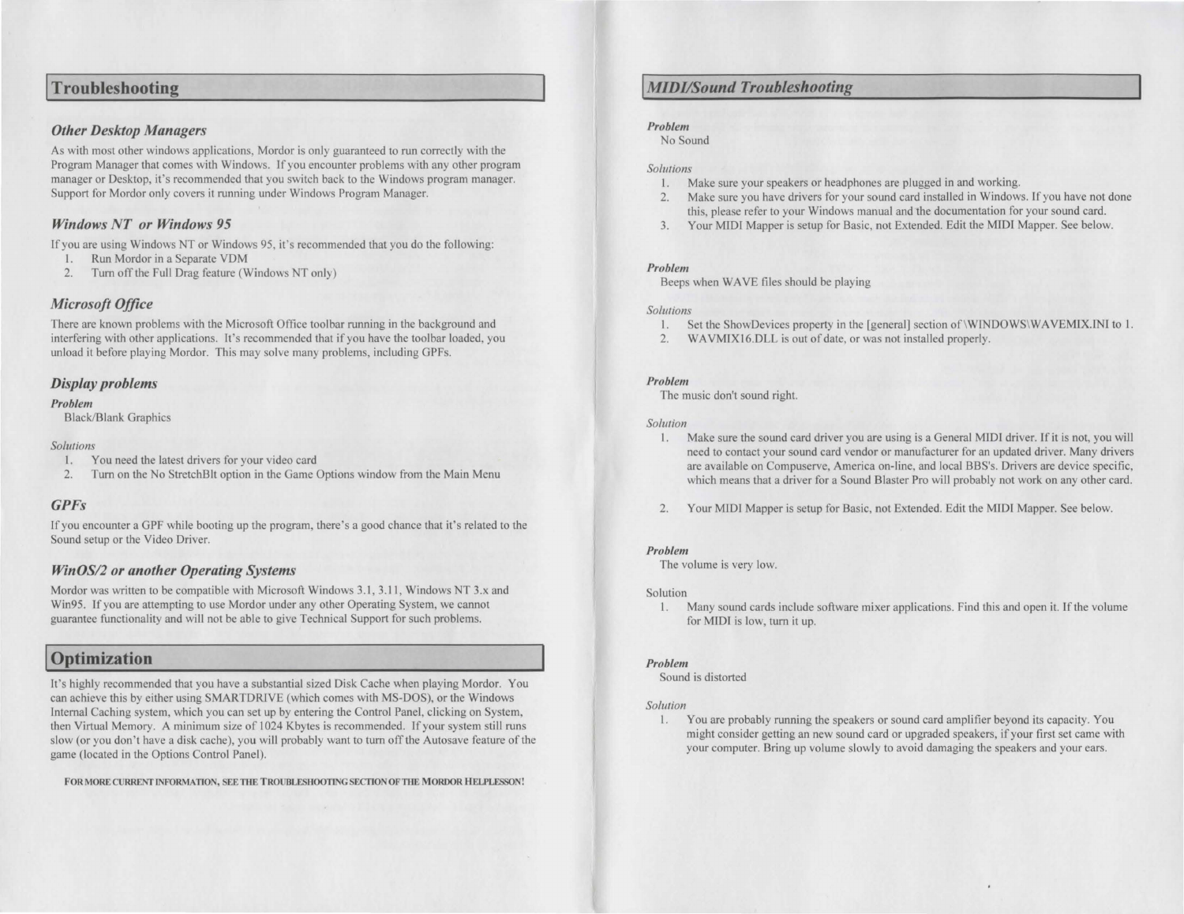## Troubleshooting

### *Other Desktop Managers*

As with most other windows applications, Mordor is only guaranteed to run correctly with the Program Manager that comes with Windows. If you encounter problems with any other program manager or Desktop, it's recommended that you switch back to the Windows program manager. Support for Mordor only covers it running under Windows Program Manager.

### *Windows NT or Windows 95*

If you are using Windows NT or Windows 95, it's recommended that you do the following:

1. Run Mordor in a Separate VDM
2. Turn off the Full Drag feature (Windows NT only)

### *Microsoft Office*

There are known problems with the Microsoft Office toolbar running in the background and interfering with other applications. It's recommended that if you have the toolbar loaded, you unload it before playing Mordor. This may solve many problems, including GPFs.

### *Display problems*

***Problem***
Black/Blank Graphics

*Solutions*

1. You need the latest drivers for your video card
2. Turn on the No StretchBlt option in the Game Options window from the Main Menu

### *GPFs*

If you encounter a GPF while booting up the program, there's a good chance that it's related to the Sound setup or the Video Driver.

### *WinOS/2 or another Operating Systems*

Mordor was written to be compatible with Microsoft Windows 3.1, 3.11, Windows NT 3.x and Win95. If you are attempting to use Mordor under any other Operating System, we cannot guarantee functionality and will not be able to give Technical Support for such problems.

## Optimization

It's highly recommended that you have a substantial sized Disk Cache when playing Mordor. You can achieve this by either using SMARTDRIVE (which comes with MS-DOS), or the Windows Internal Caching system, which you can set up by entering the Control Panel, clicking on System, then Virtual Memory. A minimum size of 1024 Kbytes is recommended. If your system still runs slow (or you don't have a disk cache), you will probably want to turn off the Autosave feature of the game (located in the Options Control Panel).

**FOR MORE CURRENT INFORMATION, SEE THE TROUBLESHOOTING SECTION OF THE MORDOR HELPLESSON!**

## *MIDI/Sound Troubleshooting*

***Problem***
No Sound

*Solutions*

1. Make sure your speakers or headphones are plugged in and working.
2. Make sure you have drivers for your sound card installed in Windows. If you have not done this, please refer to your Windows manual and the documentation for your sound card.
3. Your MIDI Mapper is setup for Basic, not Extended. Edit the MIDI Mapper. See below.

***Problem***
Beeps when WAVE files should be playing

*Solutions*

1. Set the ShowDevices property in the [general] section of \WINDOWS\WAVEMIX.INI to 1.
2. WAVMIX16.DLL is out of date, or was not installed properly.

***Problem***
The music don't sound right.

*Solution*

1. Make sure the sound card driver you are using is a General MIDI driver. If it is not, you will need to contact your sound card vendor or manufacturer for an updated driver. Many drivers are available on Compuserve, America on-line, and local BBS's. Drivers are device specific, which means that a driver for a Sound Blaster Pro will probably not work on any other card.
2. Your MIDI Mapper is setup for Basic, not Extended. Edit the MIDI Mapper. See below.

***Problem***
The volume is very low.

Solution

1. Many sound cards include software mixer applications. Find this and open it. If the volume for MIDI is low, turn it up.

***Problem***
Sound is distorted

*Solution*

1. You are probably running the speakers or sound card amplifier beyond its capacity. You might consider getting an new sound card or upgraded speakers, if your first set came with your computer. Bring up volume slowly to avoid damaging the speakers and your ears.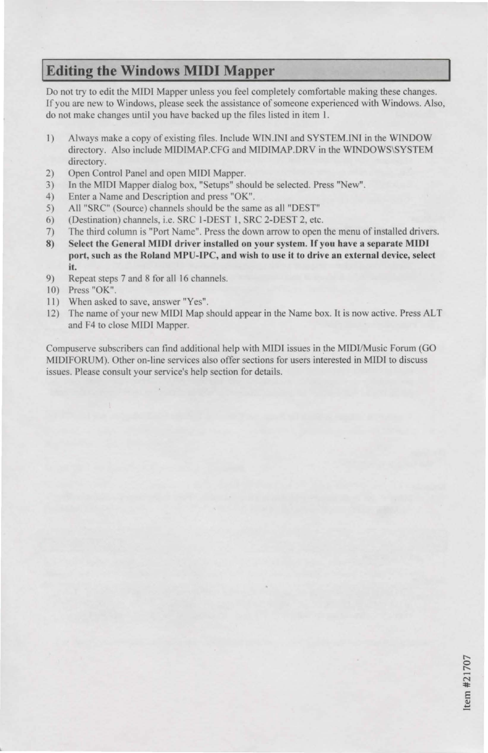## Editing the Windows MIDI Mapper

Do not try to edit the MIDI Mapper unless you feel completely comfortable making these changes. If you are new to Windows, please seek the assistance of someone experienced with Windows. Also, do not make changes until you have backed up the files listed in item 1.

1) Always make a copy of existing files. Include WIN.INI and SYSTEM.INI in the WINDOW directory. Also include MIDIMAP.CFG and MIDIMAP.DRV in the WINDOWS\SYSTEM directory.
2) Open Control Panel and open MIDI Mapper.
3) In the MIDI Mapper dialog box, "Setups" should be selected. Press "New".
4) Enter a Name and Description and press "OK".
5) All "SRC" (Source) channels should be the same as all "DEST"
6) (Destination) channels, i.e. SRC 1-DEST 1, SRC 2-DEST 2, etc.
7) The third column is "Port Name". Press the down arrow to open the menu of installed drivers.
8) **Select the General MIDI driver installed on your system. If you have a separate MIDI port, such as the Roland MPU-IPC, and wish to use it to drive an external device, select it.**
9) Repeat steps 7 and 8 for all 16 channels.
10) Press "OK".
11) When asked to save, answer "Yes".
12) The name of your new MIDI Map should appear in the Name box. It is now active. Press ALT and F4 to close MIDI Mapper.

Compuserve subscribers can find additional help with MIDI issues in the MIDI/Music Forum (GO MIDIFORUM). Other on-line services also offer sections for users interested in MIDI to discuss issues. Please consult your service's help section for details.

Item #21707